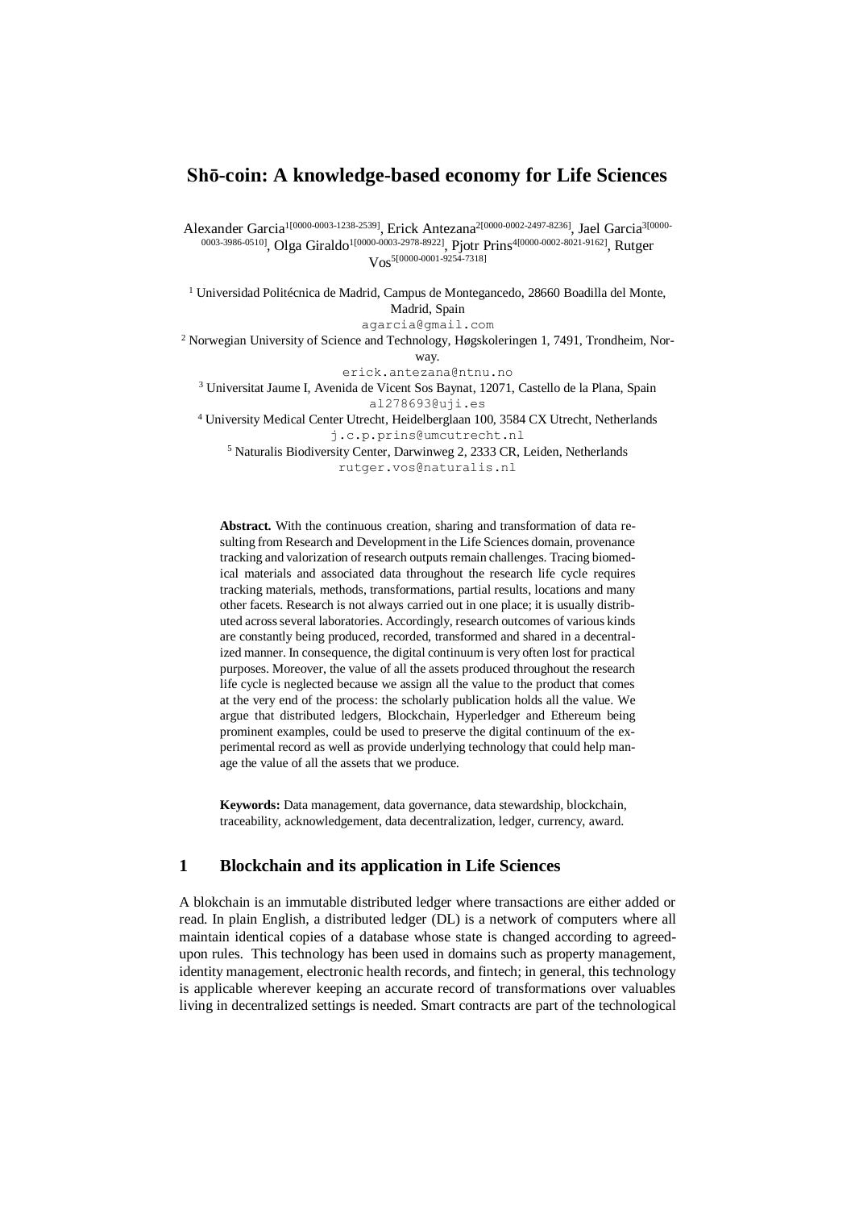# Shō-coin: A knowledge-based economy for Life Sciences

Alexander Garcia[1[0000-0003-1238-2539]], Erick Antezana[2[0000-0002-2497-8236]], Jael Garcia[3[0000-0003-3986-0510]], Olga Giraldo[1[0000-0003-2978-8922]], Pjotr Prins[4[0000-0002-8021-9162]], Rutger Vos[5[0000-0001-9254-7318]]

[1] Universidad Politécnica de Madrid, Campus de Montegancedo, 28660 Boadilla del Monte, Madrid, Spain
agarcia@gmail.com

[2] Norwegian University of Science and Technology, Høgskoleringen 1, 7491, Trondheim, Norway.
erick.antezana@ntnu.no

[3] Universitat Jaume I, Avenida de Vicent Sos Baynat, 12071, Castello de la Plana, Spain
al278693@uji.es

[4] University Medical Center Utrecht, Heidelberglaan 100, 3584 CX Utrecht, Netherlands
j.c.p.prins@umcutrecht.nl

[5] Naturalis Biodiversity Center, Darwinweg 2, 2333 CR, Leiden, Netherlands
rutger.vos@naturalis.nl

**Abstract.** With the continuous creation, sharing and transformation of data resulting from Research and Development in the Life Sciences domain, provenance tracking and valorization of research outputs remain challenges. Tracing biomedical materials and associated data throughout the research life cycle requires tracking materials, methods, transformations, partial results, locations and many other facets. Research is not always carried out in one place; it is usually distributed across several laboratories. Accordingly, research outcomes of various kinds are constantly being produced, recorded, transformed and shared in a decentralized manner. In consequence, the digital continuum is very often lost for practical purposes. Moreover, the value of all the assets produced throughout the research life cycle is neglected because we assign all the value to the product that comes at the very end of the process: the scholarly publication holds all the value. We argue that distributed ledgers, Blockchain, Hyperledger and Ethereum being prominent examples, could be used to preserve the digital continuum of the experimental record as well as provide underlying technology that could help manage the value of all the assets that we produce.

**Keywords:** Data management, data governance, data stewardship, blockchain, traceability, acknowledgement, data decentralization, ledger, currency, award.

## 1 Blockchain and its application in Life Sciences

A blokchain is an immutable distributed ledger where transactions are either added or read. In plain English, a distributed ledger (DL) is a network of computers where all maintain identical copies of a database whose state is changed according to agreed-upon rules. This technology has been used in domains such as property management, identity management, electronic health records, and fintech; in general, this technology is applicable wherever keeping an accurate record of transformations over valuables living in decentralized settings is needed. Smart contracts are part of the technological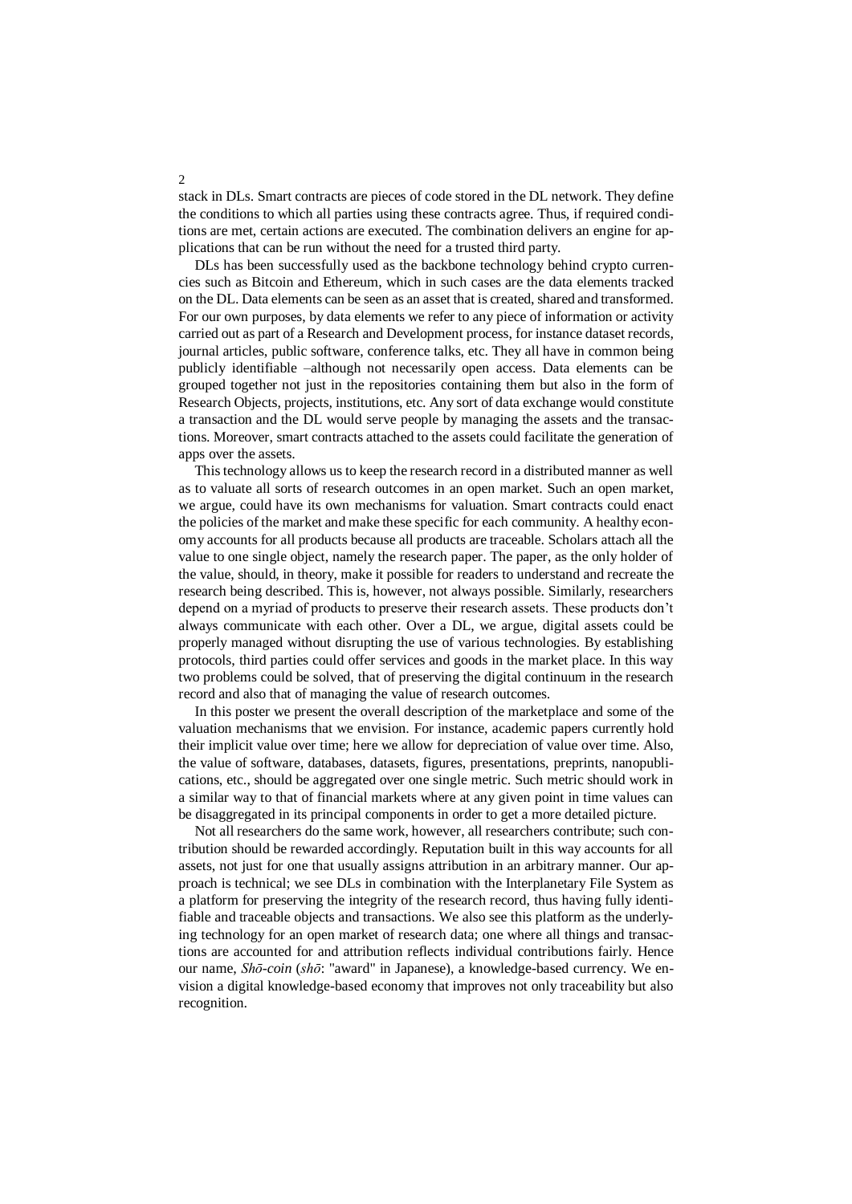stack in DLs. Smart contracts are pieces of code stored in the DL network. They define the conditions to which all parties using these contracts agree. Thus, if required conditions are met, certain actions are executed. The combination delivers an engine for applications that can be run without the need for a trusted third party.

DLs has been successfully used as the backbone technology behind crypto currencies such as Bitcoin and Ethereum, which in such cases are the data elements tracked on the DL. Data elements can be seen as an asset that is created, shared and transformed. For our own purposes, by data elements we refer to any piece of information or activity carried out as part of a Research and Development process, for instance dataset records, journal articles, public software, conference talks, etc. They all have in common being publicly identifiable –although not necessarily open access. Data elements can be grouped together not just in the repositories containing them but also in the form of Research Objects, projects, institutions, etc. Any sort of data exchange would constitute a transaction and the DL would serve people by managing the assets and the transactions. Moreover, smart contracts attached to the assets could facilitate the generation of apps over the assets.

This technology allows us to keep the research record in a distributed manner as well as to valuate all sorts of research outcomes in an open market. Such an open market, we argue, could have its own mechanisms for valuation. Smart contracts could enact the policies of the market and make these specific for each community. A healthy economy accounts for all products because all products are traceable. Scholars attach all the value to one single object, namely the research paper. The paper, as the only holder of the value, should, in theory, make it possible for readers to understand and recreate the research being described. This is, however, not always possible. Similarly, researchers depend on a myriad of products to preserve their research assets. These products don't always communicate with each other. Over a DL, we argue, digital assets could be properly managed without disrupting the use of various technologies. By establishing protocols, third parties could offer services and goods in the market place. In this way two problems could be solved, that of preserving the digital continuum in the research record and also that of managing the value of research outcomes.

In this poster we present the overall description of the marketplace and some of the valuation mechanisms that we envision. For instance, academic papers currently hold their implicit value over time; here we allow for depreciation of value over time. Also, the value of software, databases, datasets, figures, presentations, preprints, nanopublications, etc., should be aggregated over one single metric. Such metric should work in a similar way to that of financial markets where at any given point in time values can be disaggregated in its principal components in order to get a more detailed picture.

Not all researchers do the same work, however, all researchers contribute; such contribution should be rewarded accordingly. Reputation built in this way accounts for all assets, not just for one that usually assigns attribution in an arbitrary manner. Our approach is technical; we see DLs in combination with the Interplanetary File System as a platform for preserving the integrity of the research record, thus having fully identifiable and traceable objects and transactions. We also see this platform as the underlying technology for an open market of research data; one where all things and transactions are accounted for and attribution reflects individual contributions fairly. Hence our name, *Shō-coin* (*shō*: "award" in Japanese), a knowledge-based currency. We envision a digital knowledge-based economy that improves not only traceability but also recognition.